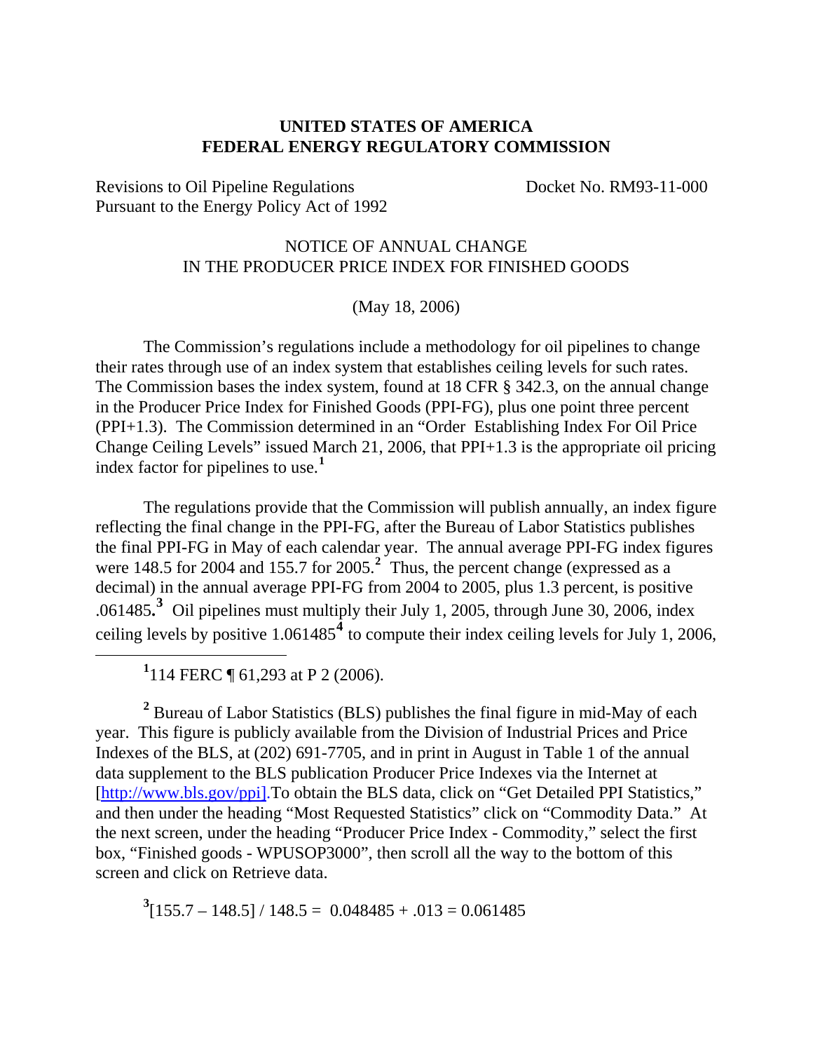**UNITED STATES OF AMERICA**
**FEDERAL ENERGY REGULATORY COMMISSION**

Revisions to Oil Pipeline Regulations Pursuant to the Energy Policy Act of 1992 — Docket No. RM93-11-000

NOTICE OF ANNUAL CHANGE
IN THE PRODUCER PRICE INDEX FOR FINISHED GOODS

(May 18, 2006)

The Commission's regulations include a methodology for oil pipelines to change their rates through use of an index system that establishes ceiling levels for such rates. The Commission bases the index system, found at 18 CFR § 342.3, on the annual change in the Producer Price Index for Finished Goods (PPI-FG), plus one point three percent (PPI+1.3). The Commission determined in an "Order Establishing Index For Oil Price Change Ceiling Levels" issued March 21, 2006, that PPI+1.3 is the appropriate oil pricing index factor for pipelines to use.[1]

The regulations provide that the Commission will publish annually, an index figure reflecting the final change in the PPI-FG, after the Bureau of Labor Statistics publishes the final PPI-FG in May of each calendar year. The annual average PPI-FG index figures were 148.5 for 2004 and 155.7 for 2005.[2] Thus, the percent change (expressed as a decimal) in the annual average PPI-FG from 2004 to 2005, plus 1.3 percent, is positive .061485.[3] Oil pipelines must multiply their July 1, 2005, through June 30, 2006, index ceiling levels by positive 1.061485[4] to compute their index ceiling levels for July 1, 2006,

---

[1] 114 FERC ¶ 61,293 at P 2 (2006).

[2] Bureau of Labor Statistics (BLS) publishes the final figure in mid-May of each year. This figure is publicly available from the Division of Industrial Prices and Price Indexes of the BLS, at (202) 691-7705, and in print in August in Table 1 of the annual data supplement to the BLS publication Producer Price Indexes via the Internet at [http://www.bls.gov/ppi].To obtain the BLS data, click on "Get Detailed PPI Statistics," and then under the heading "Most Requested Statistics" click on "Commodity Data." At the next screen, under the heading "Producer Price Index - Commodity," select the first box, "Finished goods - WPUSOP3000", then scroll all the way to the bottom of this screen and click on Retrieve data.

[3] $[155.7 - 148.5] / 148.5 = 0.048485 + .013 = 0.061485$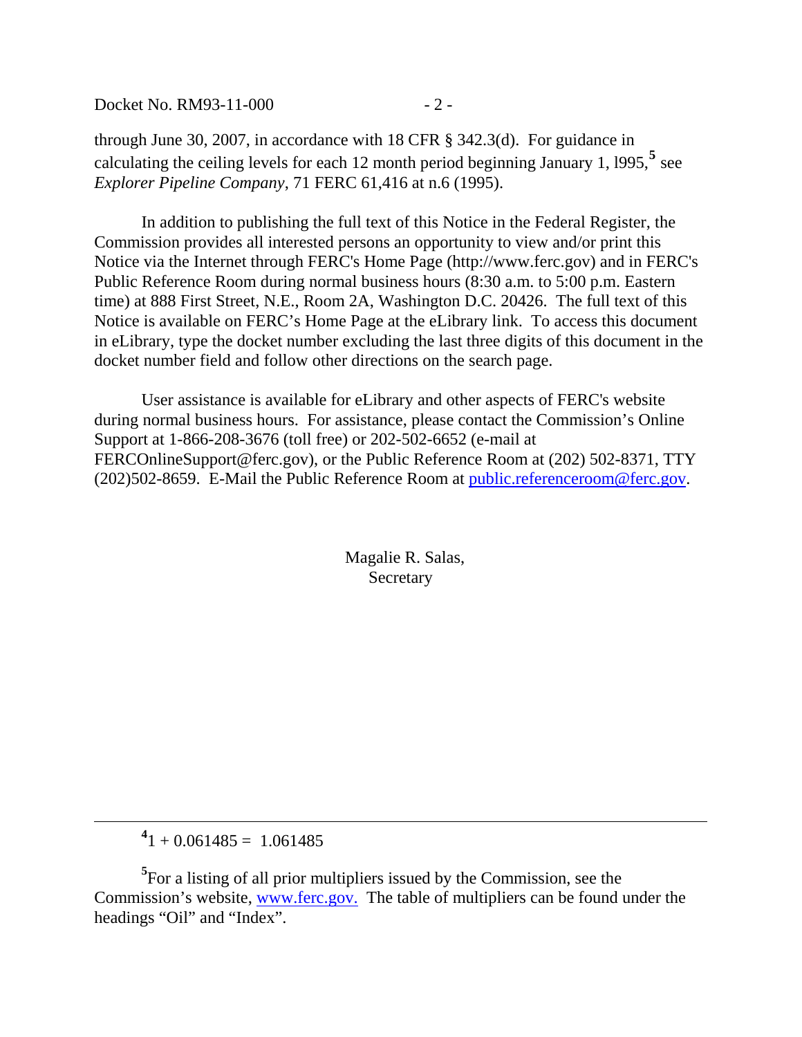through June 30, 2007, in accordance with 18 CFR § 342.3(d). For guidance in calculating the ceiling levels for each 12 month period beginning January 1, l995,[5] see *Explorer Pipeline Company*, 71 FERC 61,416 at n.6 (1995).

In addition to publishing the full text of this Notice in the Federal Register, the Commission provides all interested persons an opportunity to view and/or print this Notice via the Internet through FERC's Home Page (http://www.ferc.gov) and in FERC's Public Reference Room during normal business hours (8:30 a.m. to 5:00 p.m. Eastern time) at 888 First Street, N.E., Room 2A, Washington D.C. 20426. The full text of this Notice is available on FERC's Home Page at the eLibrary link. To access this document in eLibrary, type the docket number excluding the last three digits of this document in the docket number field and follow other directions on the search page.

User assistance is available for eLibrary and other aspects of FERC's website during normal business hours. For assistance, please contact the Commission's Online Support at 1-866-208-3676 (toll free) or 202-502-6652 (e-mail at FERCOnlineSupport@ferc.gov), or the Public Reference Room at (202) 502-8371, TTY (202)502-8659. E-Mail the Public Reference Room at public.referenceroom@ferc.gov.

Magalie R. Salas,
Secretary

---

[4] $1 + 0.061485 = 1.061485$

[5] For a listing of all prior multipliers issued by the Commission, see the Commission's website, www.ferc.gov. The table of multipliers can be found under the headings "Oil" and "Index".